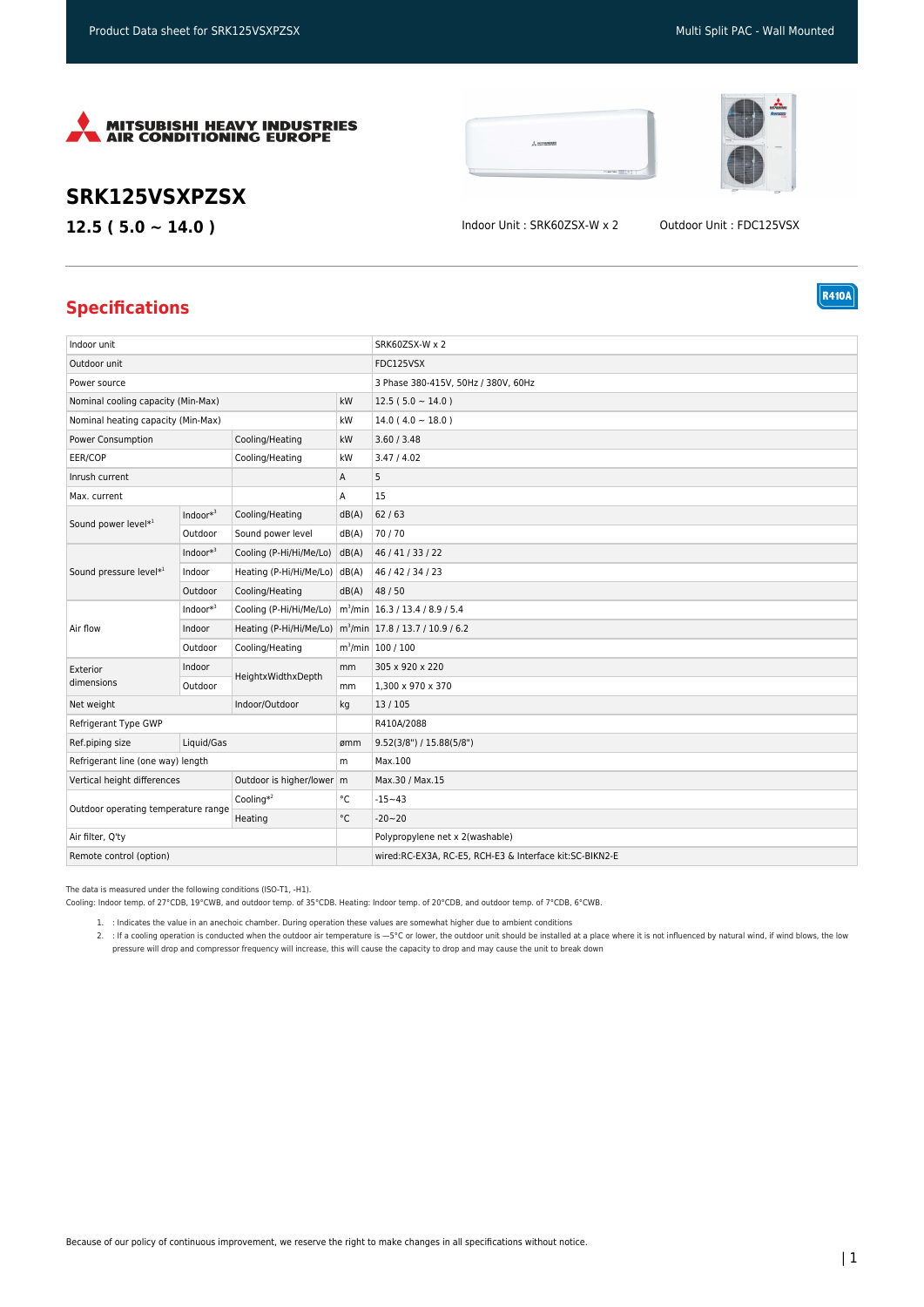Product Data sheet for SRK125VSXPZSX

Multi Split PAC - Wall Mounted

MITSUBISHI HEAVY INDUSTRIES AIR CONDITIONING EUROPE

# SRK125VSXPZSX

## 12.5 ( 5.0 ~ 14.0 )

Indoor Unit : SRK60ZSX-W x 2

Outdoor Unit : FDC125VSX

## Specifications

R410A

| | | | | |
|---|---|---|---|---|
| Indoor unit | | | | SRK60ZSX-W x 2 |
| Outdoor unit | | | | FDC125VSX |
| Power source | | | | 3 Phase 380-415V, 50Hz / 380V, 60Hz |
| Nominal cooling capacity (Min-Max) | | | kW | 12.5 ( 5.0 ~ 14.0 ) |
| Nominal heating capacity (Min-Max) | | | kW | 14.0 ( 4.0 ~ 18.0 ) |
| Power Consumption | | Cooling/Heating | kW | 3.60 / 3.48 |
| EER/COP | | Cooling/Heating | kW | 3.47 / 4.02 |
| Inrush current | | | A | 5 |
| Max. current | | | A | 15 |
| Sound power level*[1] | Indoor*[3] | Cooling/Heating | dB(A) | 62 / 63 |
| | Outdoor | Sound power level | dB(A) | 70 / 70 |
| Sound pressure level*[1] | Indoor*[3] | Cooling (P-Hi/Hi/Me/Lo) | dB(A) | 46 / 41 / 33 / 22 |
| | Indoor | Heating (P-Hi/Hi/Me/Lo) | dB(A) | 46 / 42 / 34 / 23 |
| | Outdoor | Cooling/Heating | dB(A) | 48 / 50 |
| Air flow | Indoor*[3] | Cooling (P-Hi/Hi/Me/Lo) | $m^3$/min | 16.3 / 13.4 / 8.9 / 5.4 |
| | Indoor | Heating (P-Hi/Hi/Me/Lo) | $m^3$/min | 17.8 / 13.7 / 10.9 / 6.2 |
| | Outdoor | Cooling/Heating | $m^3$/min | 100 / 100 |
| Exterior dimensions | Indoor | HeightxWidthxDepth | mm | 305 x 920 x 220 |
| | Outdoor | | mm | 1,300 x 970 x 370 |
| Net weight | | Indoor/Outdoor | kg | 13 / 105 |
| Refrigerant Type GWP | | | | R410A/2088 |
| Ref.piping size | Liquid/Gas | | ømm | 9.52(3/8") / 15.88(5/8") |
| Refrigerant line (one way) length | | | m | Max.100 |
| Vertical height differences | | Outdoor is higher/lower | m | Max.30 / Max.15 |
| Outdoor operating temperature range | | Cooling*[2] | °C | -15~43 |
| | | Heating | °C | -20~20 |
| Air filter, Q'ty | | | | Polypropylene net x 2(washable) |
| Remote control (option) | | | | wired:RC-EX3A, RC-E5, RCH-E3 & Interface kit:SC-BIKN2-E |

The data is measured under the following conditions (ISO-T1, -H1).
Cooling: Indoor temp. of 27°CDB, 19°CWB, and outdoor temp. of 35°CDB. Heating: Indoor temp. of 20°CDB, and outdoor temp. of 7°CDB, 6°CWB.

1. : Indicates the value in an anechoic chamber. During operation these values are somewhat higher due to ambient conditions
2. : If a cooling operation is conducted when the outdoor air temperature is —5°C or lower, the outdoor unit should be installed at a place where it is not influenced by natural wind, if wind blows, the low pressure will drop and compressor frequency will increase, this will cause the capacity to drop and may cause the unit to break down

Because of our policy of continuous improvement, we reserve the right to make changes in all specifications without notice.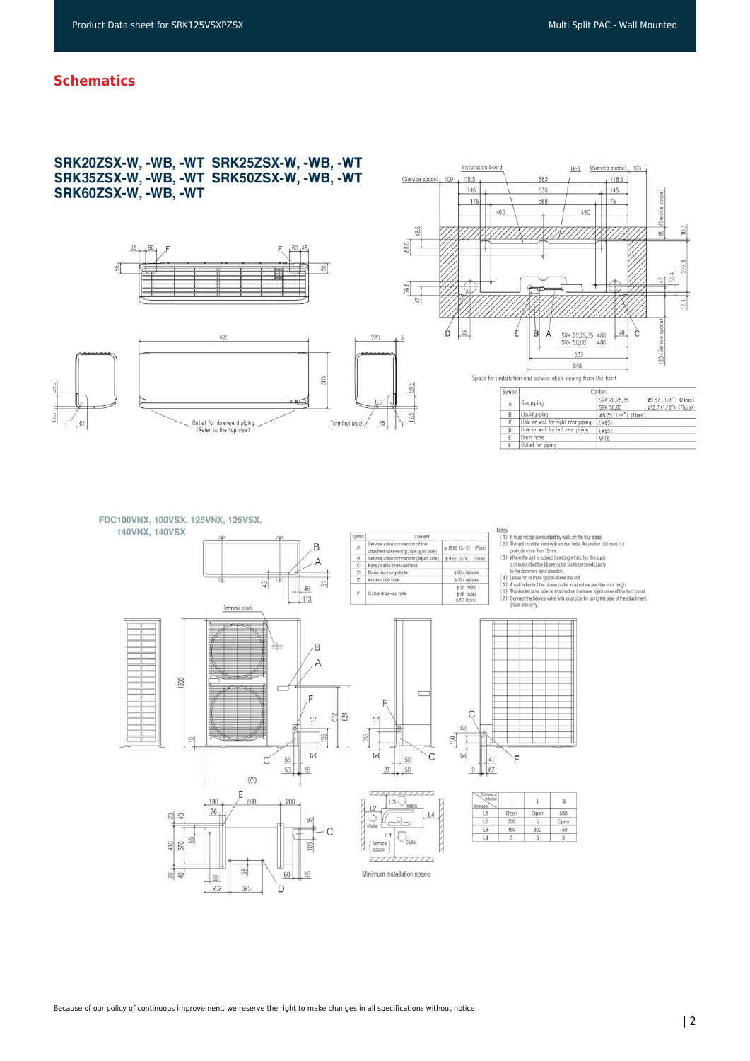## Schematics

### SRK20ZSX-W, -WB, -WT SRK25ZSX-W, -WB, -WT SRK35ZSX-W, -WB, -WT SRK50ZSX-W, -WB, -WT SRK60ZSX-W, -WB, -WT

Space for installation and service when viewing from the front

| Symbol | Content | |
|---|---|---|
| A | Gas piping | SRK 20,25,35 φ9.52 (3/8") (Flare)<br>SRK 50,60 φ12.7 (1/2") (Flare) |
| B | Liquid piping | φ6.35 (1/4") (Flare) |
| C | Hole on wall for right rear piping | (φ65) |
| D | Hole on wall for left rear piping | (φ65) |
| E | Drain hose | VP16 |
| F | Outlet for piping | |

### FDC100VNX, 100VSX, 125VNX, 125VSX, 140VNX, 140VSX

| Symbol | Content | |
|---|---|---|
| A | Service valve connection of the attached connecting pipe (gas side) | φ15.88 (5/8") (Flare) |
| B | Service valve connection (liquid side) | φ9.52 (3/8") (Flare) |
| C | Pipe / cable draw-out hole | |
| D | Drain discharge hole | φ20 x 3places |
| E | Anchor bolt hole | M10 x 4places |
| F | Cable draw-out hole | φ30 (front)<br>φ45 (side)<br>φ50 (back) |

Notes

(1) It must not be surrounded by walls on the four sides.
(2) The unit must be fixed with anchor bolts. An anchor bolt must not protrude more than 15mm.
(3) Where the unit is subject to strong winds, lay it in such a direction that the blower outlet faces perpendicularly to the dominant wind direction.
(4) Leave 1m or more space above the unit.
(5) A wall in front of the blower outlet must not exceed the units height.
(6) The model name label is attached on the lower right corner of the front panel.
(7) Connect the Service valve with local pipe by using the pipe of the attachment. (Gas side only)

Minimum installation space

| Examples of installation / Dimensions | I | II | III |
|---|---|---|---|
| L1 | Open | Open | 500 |
| L2 | 300 | 5 | Open |
| L3 | 150 | 300 | 150 |
| L4 | 5 | 5 | 5 |

Because of our policy of continuous improvement, we reserve the right to make changes in all specifications without notice.